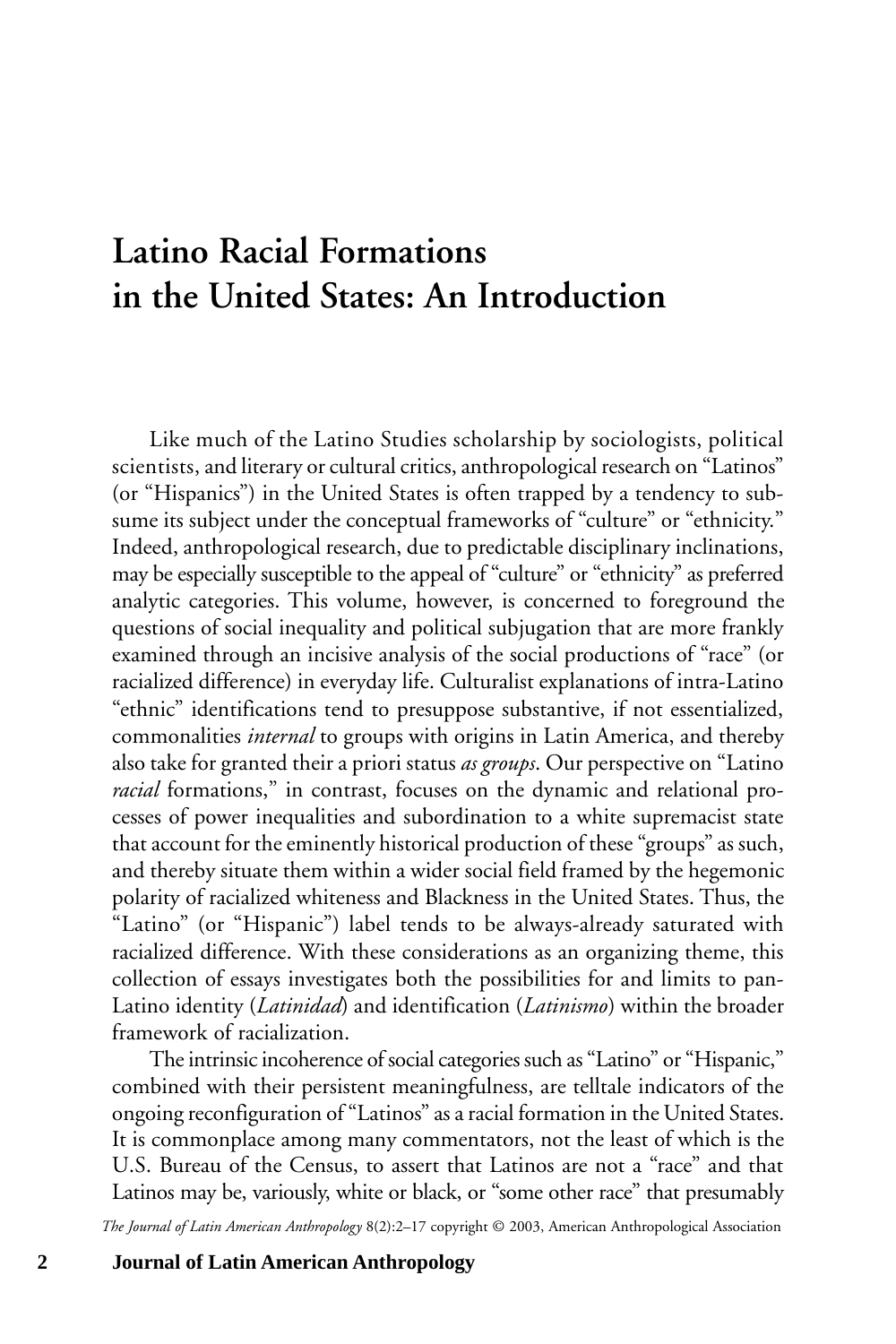# Latino Racial Formations in the United States: An Introduction

Like much of the Latino Studies scholarship by sociologists, political scientists, and literary or cultural critics, anthropological research on "Latinos" (or "Hispanics") in the United States is often trapped by a tendency to subsume its subject under the conceptual frameworks of "culture" or "ethnicity." Indeed, anthropological research, due to predictable disciplinary inclinations, may be especially susceptible to the appeal of "culture" or "ethnicity" as preferred analytic categories. This volume, however, is concerned to foreground the questions of social inequality and political subjugation that are more frankly examined through an incisive analysis of the social productions of "race" (or racialized difference) in everyday life. Culturalist explanations of intra-Latino "ethnic" identifications tend to presuppose substantive, if not essentialized, commonalities *internal* to groups with origins in Latin America, and thereby also take for granted their a priori status *as groups*. Our perspective on "Latino *racial* formations," in contrast, focuses on the dynamic and relational processes of power inequalities and subordination to a white supremacist state that account for the eminently historical production of these "groups" as such, and thereby situate them within a wider social field framed by the hegemonic polarity of racialized whiteness and Blackness in the United States. Thus, the "Latino" (or "Hispanic") label tends to be always-already saturated with racialized difference. With these considerations as an organizing theme, this collection of essays investigates both the possibilities for and limits to pan-Latino identity (*Latinidad*) and identification (*Latinismo*) within the broader framework of racialization.

The intrinsic incoherence of social categories such as "Latino" or "Hispanic," combined with their persistent meaningfulness, are telltale indicators of the ongoing reconfiguration of "Latinos" as a racial formation in the United States. It is commonplace among many commentators, not the least of which is the U.S. Bureau of the Census, to assert that Latinos are not a "race" and that Latinos may be, variously, white or black, or "some other race" that presumably

*The Journal of Latin American Anthropology* 8(2):2–17 copyright © 2003, American Anthropological Association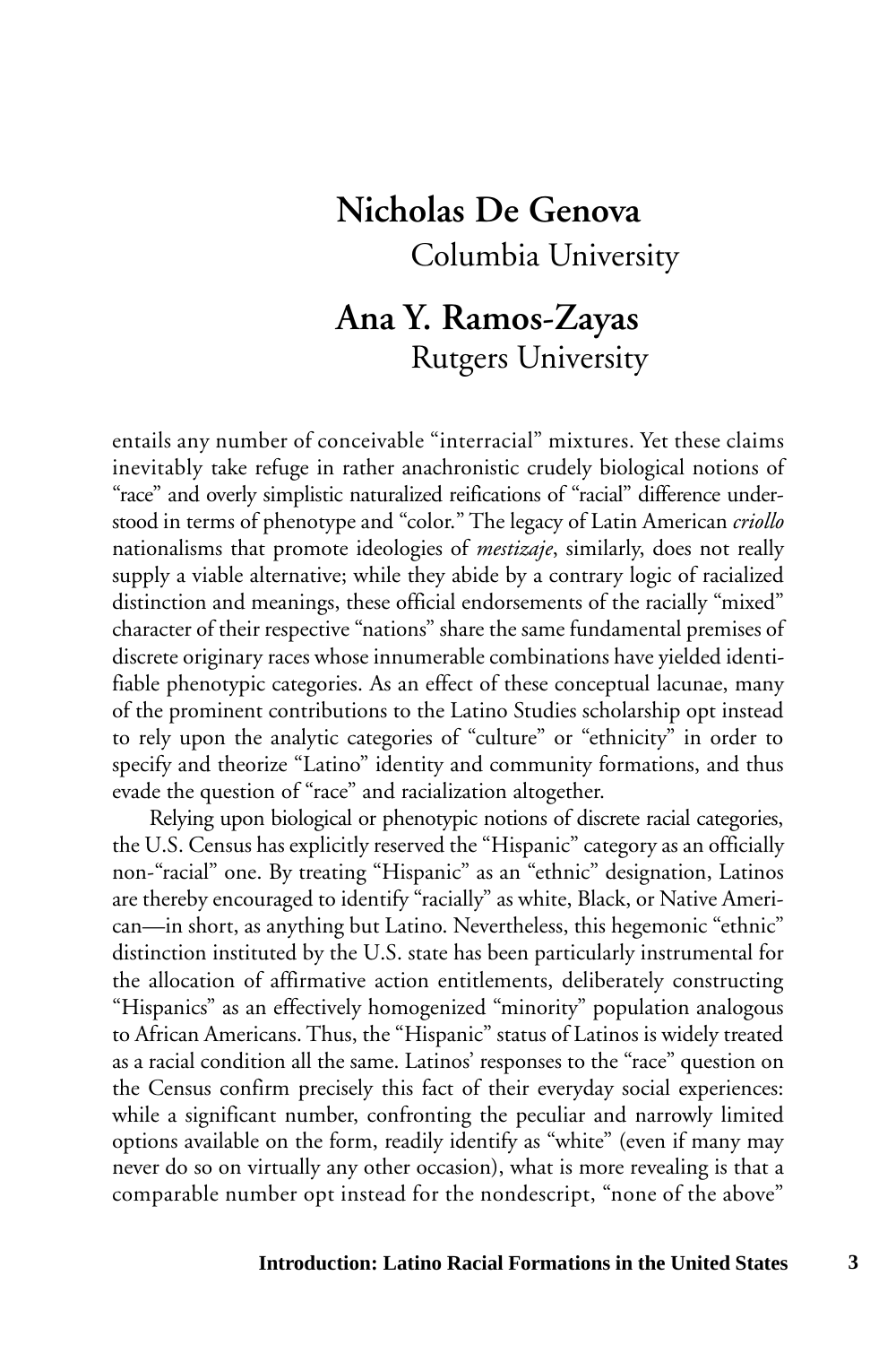# Nicholas De Genova

Columbia University

# Ana Y. Ramos-Zayas

Rutgers University

entails any number of conceivable "interracial" mixtures. Yet these claims inevitably take refuge in rather anachronistic crudely biological notions of "race" and overly simplistic naturalized reifications of "racial" difference understood in terms of phenotype and "color." The legacy of Latin American *criollo* nationalisms that promote ideologies of *mestizaje*, similarly, does not really supply a viable alternative; while they abide by a contrary logic of racialized distinction and meanings, these official endorsements of the racially "mixed" character of their respective "nations" share the same fundamental premises of discrete originary races whose innumerable combinations have yielded identifiable phenotypic categories. As an effect of these conceptual lacunae, many of the prominent contributions to the Latino Studies scholarship opt instead to rely upon the analytic categories of "culture" or "ethnicity" in order to specify and theorize "Latino" identity and community formations, and thus evade the question of "race" and racialization altogether.

Relying upon biological or phenotypic notions of discrete racial categories, the U.S. Census has explicitly reserved the "Hispanic" category as an officially non-"racial" one. By treating "Hispanic" as an "ethnic" designation, Latinos are thereby encouraged to identify "racially" as white, Black, or Native American—in short, as anything but Latino. Nevertheless, this hegemonic "ethnic" distinction instituted by the U.S. state has been particularly instrumental for the allocation of affirmative action entitlements, deliberately constructing "Hispanics" as an effectively homogenized "minority" population analogous to African Americans. Thus, the "Hispanic" status of Latinos is widely treated as a racial condition all the same. Latinos' responses to the "race" question on the Census confirm precisely this fact of their everyday social experiences: while a significant number, confronting the peculiar and narrowly limited options available on the form, readily identify as "white" (even if many may never do so on virtually any other occasion), what is more revealing is that a comparable number opt instead for the nondescript, "none of the above"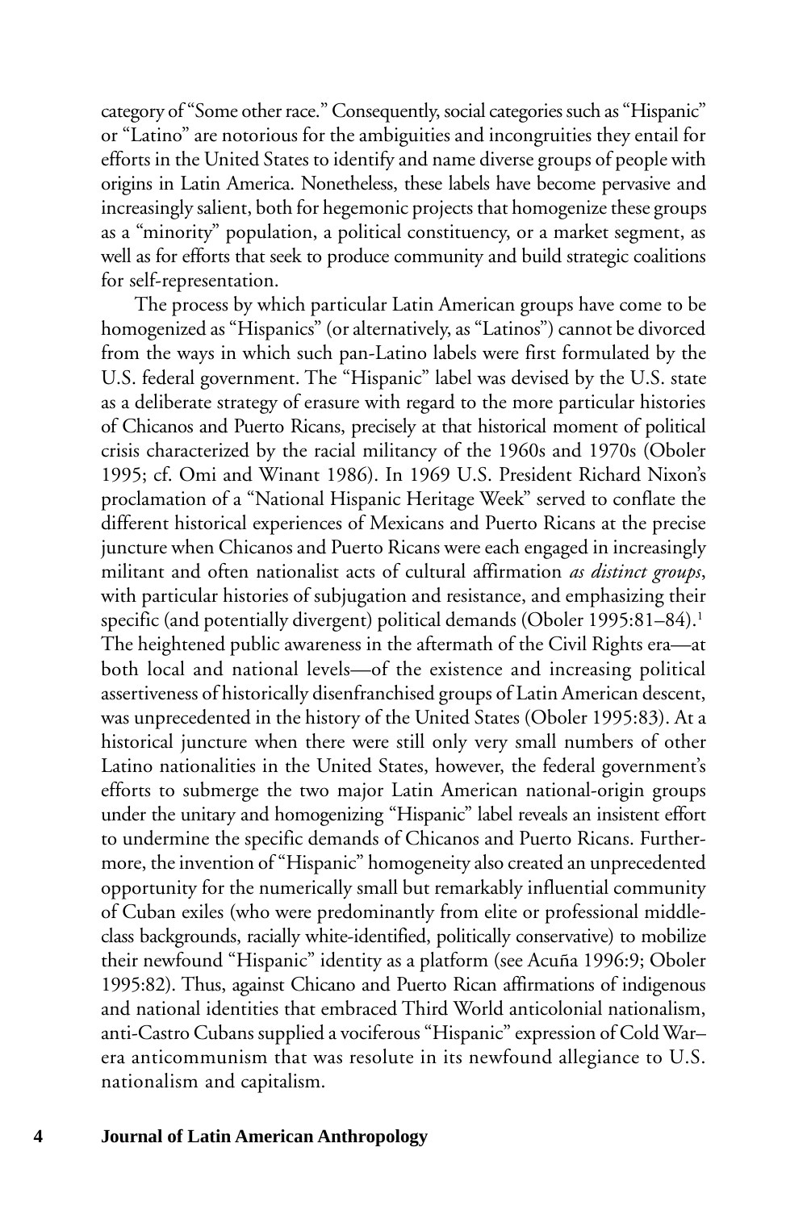category of "Some other race." Consequently, social categories such as "Hispanic" or "Latino" are notorious for the ambiguities and incongruities they entail for efforts in the United States to identify and name diverse groups of people with origins in Latin America. Nonetheless, these labels have become pervasive and increasingly salient, both for hegemonic projects that homogenize these groups as a "minority" population, a political constituency, or a market segment, as well as for efforts that seek to produce community and build strategic coalitions for self-representation.

The process by which particular Latin American groups have come to be homogenized as "Hispanics" (or alternatively, as "Latinos") cannot be divorced from the ways in which such pan-Latino labels were first formulated by the U.S. federal government. The "Hispanic" label was devised by the U.S. state as a deliberate strategy of erasure with regard to the more particular histories of Chicanos and Puerto Ricans, precisely at that historical moment of political crisis characterized by the racial militancy of the 1960s and 1970s (Oboler 1995; cf. Omi and Winant 1986). In 1969 U.S. President Richard Nixon's proclamation of a "National Hispanic Heritage Week" served to conflate the different historical experiences of Mexicans and Puerto Ricans at the precise juncture when Chicanos and Puerto Ricans were each engaged in increasingly militant and often nationalist acts of cultural affirmation *as distinct groups*, with particular histories of subjugation and resistance, and emphasizing their specific (and potentially divergent) political demands (Oboler 1995:81–84).[1] The heightened public awareness in the aftermath of the Civil Rights era—at both local and national levels—of the existence and increasing political assertiveness of historically disenfranchised groups of Latin American descent, was unprecedented in the history of the United States (Oboler 1995:83). At a historical juncture when there were still only very small numbers of other Latino nationalities in the United States, however, the federal government's efforts to submerge the two major Latin American national-origin groups under the unitary and homogenizing "Hispanic" label reveals an insistent effort to undermine the specific demands of Chicanos and Puerto Ricans. Furthermore, the invention of "Hispanic" homogeneity also created an unprecedented opportunity for the numerically small but remarkably influential community of Cuban exiles (who were predominantly from elite or professional middle-class backgrounds, racially white-identified, politically conservative) to mobilize their newfound "Hispanic" identity as a platform (see Acuña 1996:9; Oboler 1995:82). Thus, against Chicano and Puerto Rican affirmations of indigenous and national identities that embraced Third World anticolonial nationalism, anti-Castro Cubans supplied a vociferous "Hispanic" expression of Cold War–era anticommunism that was resolute in its newfound allegiance to U.S. nationalism and capitalism.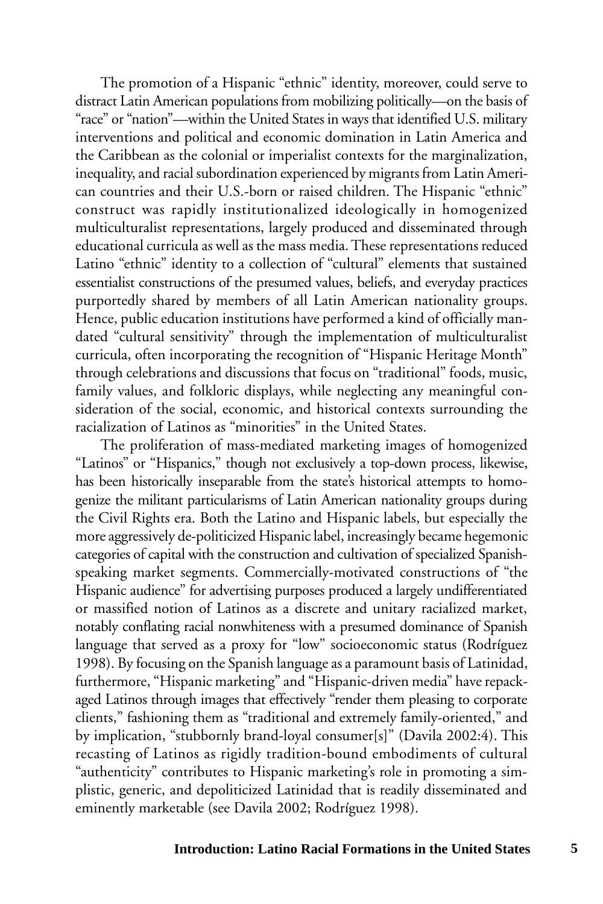The promotion of a Hispanic "ethnic" identity, moreover, could serve to distract Latin American populations from mobilizing politically—on the basis of "race" or "nation"—within the United States in ways that identified U.S. military interventions and political and economic domination in Latin America and the Caribbean as the colonial or imperialist contexts for the marginalization, inequality, and racial subordination experienced by migrants from Latin American countries and their U.S.-born or raised children. The Hispanic "ethnic" construct was rapidly institutionalized ideologically in homogenized multiculturalist representations, largely produced and disseminated through educational curricula as well as the mass media. These representations reduced Latino "ethnic" identity to a collection of "cultural" elements that sustained essentialist constructions of the presumed values, beliefs, and everyday practices purportedly shared by members of all Latin American nationality groups. Hence, public education institutions have performed a kind of officially mandated "cultural sensitivity" through the implementation of multiculturalist curricula, often incorporating the recognition of "Hispanic Heritage Month" through celebrations and discussions that focus on "traditional" foods, music, family values, and folkloric displays, while neglecting any meaningful consideration of the social, economic, and historical contexts surrounding the racialization of Latinos as "minorities" in the United States.

The proliferation of mass-mediated marketing images of homogenized "Latinos" or "Hispanics," though not exclusively a top-down process, likewise, has been historically inseparable from the state's historical attempts to homogenize the militant particularisms of Latin American nationality groups during the Civil Rights era. Both the Latino and Hispanic labels, but especially the more aggressively de-politicized Hispanic label, increasingly became hegemonic categories of capital with the construction and cultivation of specialized Spanish-speaking market segments. Commercially-motivated constructions of "the Hispanic audience" for advertising purposes produced a largely undifferentiated or massified notion of Latinos as a discrete and unitary racialized market, notably conflating racial nonwhiteness with a presumed dominance of Spanish language that served as a proxy for "low" socioeconomic status (Rodríguez 1998). By focusing on the Spanish language as a paramount basis of Latinidad, furthermore, "Hispanic marketing" and "Hispanic-driven media" have repackaged Latinos through images that effectively "render them pleasing to corporate clients," fashioning them as "traditional and extremely family-oriented," and by implication, "stubbornly brand-loyal consumer[s]" (Davila 2002:4). This recasting of Latinos as rigidly tradition-bound embodiments of cultural "authenticity" contributes to Hispanic marketing's role in promoting a simplistic, generic, and depoliticized Latinidad that is readily disseminated and eminently marketable (see Davila 2002; Rodríguez 1998).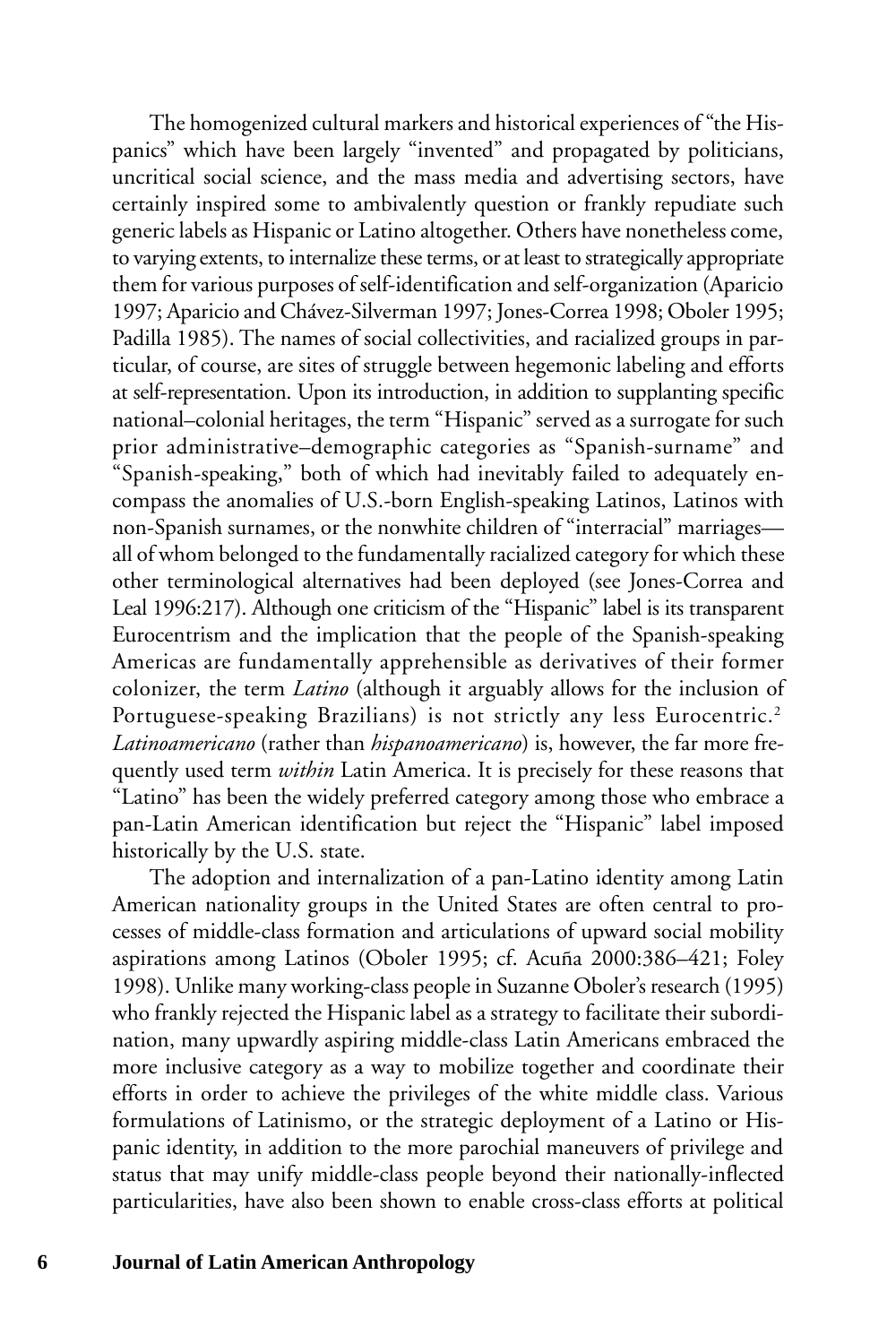The homogenized cultural markers and historical experiences of "the Hispanics" which have been largely "invented" and propagated by politicians, uncritical social science, and the mass media and advertising sectors, have certainly inspired some to ambivalently question or frankly repudiate such generic labels as Hispanic or Latino altogether. Others have nonetheless come, to varying extents, to internalize these terms, or at least to strategically appropriate them for various purposes of self-identification and self-organization (Aparicio 1997; Aparicio and Chávez-Silverman 1997; Jones-Correa 1998; Oboler 1995; Padilla 1985). The names of social collectivities, and racialized groups in particular, of course, are sites of struggle between hegemonic labeling and efforts at self-representation. Upon its introduction, in addition to supplanting specific national–colonial heritages, the term "Hispanic" served as a surrogate for such prior administrative–demographic categories as "Spanish-surname" and "Spanish-speaking," both of which had inevitably failed to adequately encompass the anomalies of U.S.-born English-speaking Latinos, Latinos with non-Spanish surnames, or the nonwhite children of "interracial" marriages—all of whom belonged to the fundamentally racialized category for which these other terminological alternatives had been deployed (see Jones-Correa and Leal 1996:217). Although one criticism of the "Hispanic" label is its transparent Eurocentrism and the implication that the people of the Spanish-speaking Americas are fundamentally apprehensible as derivatives of their former colonizer, the term *Latino* (although it arguably allows for the inclusion of Portuguese-speaking Brazilians) is not strictly any less Eurocentric.[2] *Latinoamericano* (rather than *hispanoamericano*) is, however, the far more frequently used term *within* Latin America. It is precisely for these reasons that "Latino" has been the widely preferred category among those who embrace a pan-Latin American identification but reject the "Hispanic" label imposed historically by the U.S. state.

The adoption and internalization of a pan-Latino identity among Latin American nationality groups in the United States are often central to processes of middle-class formation and articulations of upward social mobility aspirations among Latinos (Oboler 1995; cf. Acuña 2000:386–421; Foley 1998). Unlike many working-class people in Suzanne Oboler's research (1995) who frankly rejected the Hispanic label as a strategy to facilitate their subordination, many upwardly aspiring middle-class Latin Americans embraced the more inclusive category as a way to mobilize together and coordinate their efforts in order to achieve the privileges of the white middle class. Various formulations of Latinismo, or the strategic deployment of a Latino or Hispanic identity, in addition to the more parochial maneuvers of privilege and status that may unify middle-class people beyond their nationally-inflected particularities, have also been shown to enable cross-class efforts at political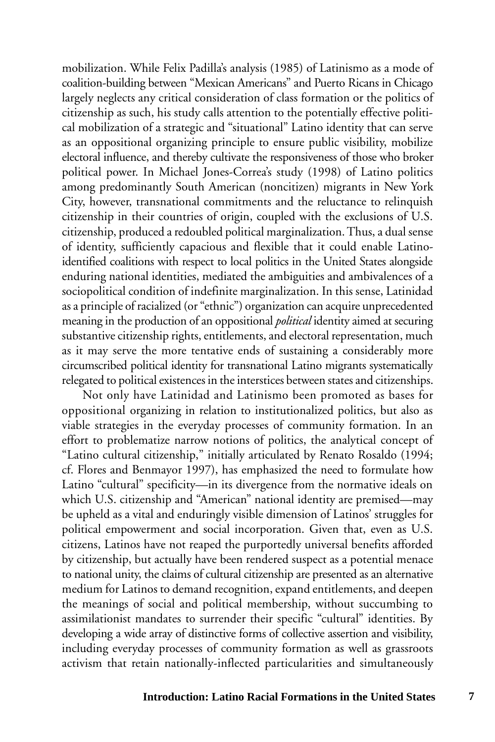mobilization. While Felix Padilla's analysis (1985) of Latinismo as a mode of coalition-building between "Mexican Americans" and Puerto Ricans in Chicago largely neglects any critical consideration of class formation or the politics of citizenship as such, his study calls attention to the potentially effective political mobilization of a strategic and "situational" Latino identity that can serve as an oppositional organizing principle to ensure public visibility, mobilize electoral influence, and thereby cultivate the responsiveness of those who broker political power. In Michael Jones-Correa's study (1998) of Latino politics among predominantly South American (noncitizen) migrants in New York City, however, transnational commitments and the reluctance to relinquish citizenship in their countries of origin, coupled with the exclusions of U.S. citizenship, produced a redoubled political marginalization. Thus, a dual sense of identity, sufficiently capacious and flexible that it could enable Latino-identified coalitions with respect to local politics in the United States alongside enduring national identities, mediated the ambiguities and ambivalences of a sociopolitical condition of indefinite marginalization. In this sense, Latinidad as a principle of racialized (or "ethnic") organization can acquire unprecedented meaning in the production of an oppositional *political* identity aimed at securing substantive citizenship rights, entitlements, and electoral representation, much as it may serve the more tentative ends of sustaining a considerably more circumscribed political identity for transnational Latino migrants systematically relegated to political existences in the interstices between states and citizenships.

Not only have Latinidad and Latinismo been promoted as bases for oppositional organizing in relation to institutionalized politics, but also as viable strategies in the everyday processes of community formation. In an effort to problematize narrow notions of politics, the analytical concept of "Latino cultural citizenship," initially articulated by Renato Rosaldo (1994; cf. Flores and Benmayor 1997), has emphasized the need to formulate how Latino "cultural" specificity—in its divergence from the normative ideals on which U.S. citizenship and "American" national identity are premised—may be upheld as a vital and enduringly visible dimension of Latinos' struggles for political empowerment and social incorporation. Given that, even as U.S. citizens, Latinos have not reaped the purportedly universal benefits afforded by citizenship, but actually have been rendered suspect as a potential menace to national unity, the claims of cultural citizenship are presented as an alternative medium for Latinos to demand recognition, expand entitlements, and deepen the meanings of social and political membership, without succumbing to assimilationist mandates to surrender their specific "cultural" identities. By developing a wide array of distinctive forms of collective assertion and visibility, including everyday processes of community formation as well as grassroots activism that retain nationally-inflected particularities and simultaneously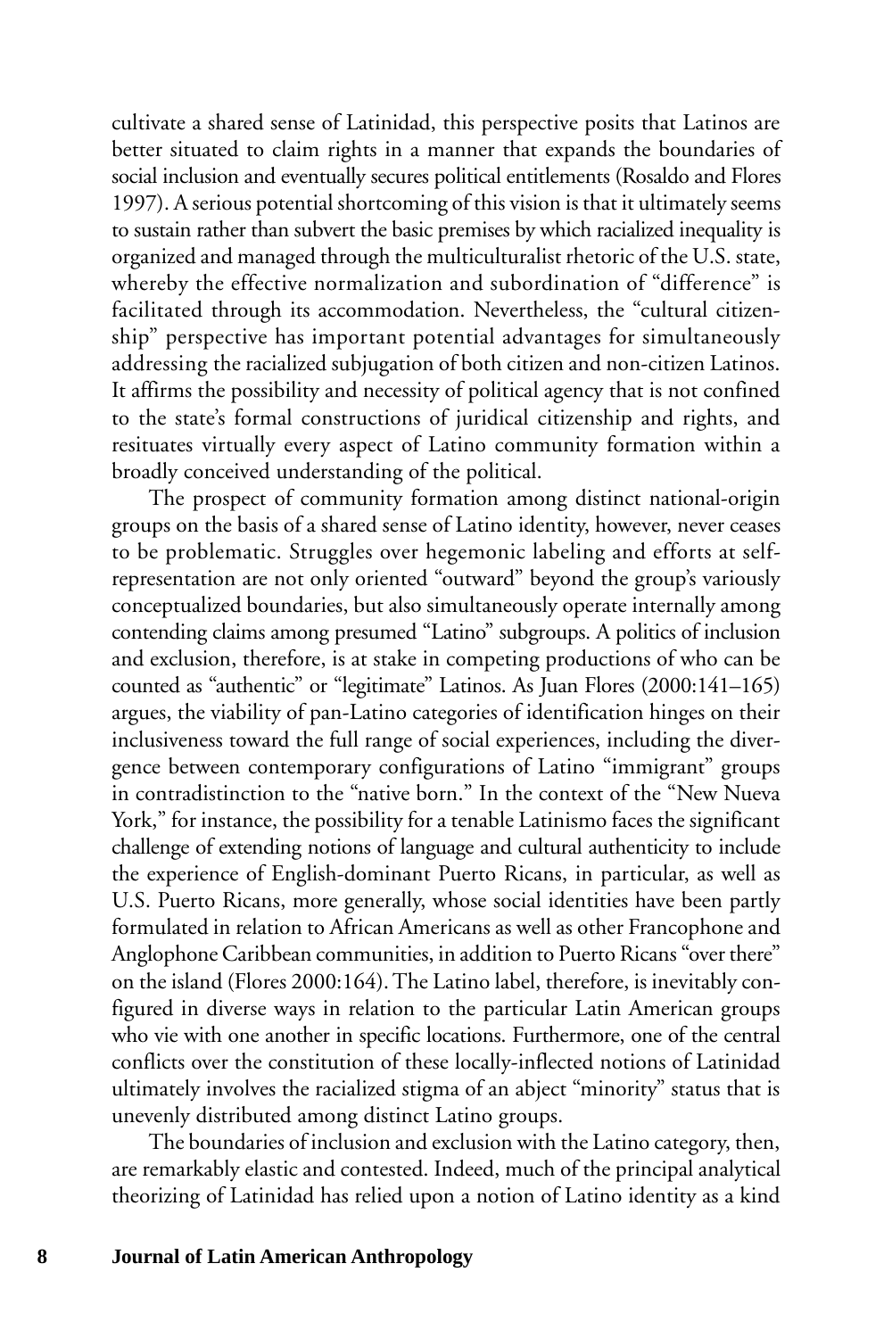cultivate a shared sense of Latinidad, this perspective posits that Latinos are better situated to claim rights in a manner that expands the boundaries of social inclusion and eventually secures political entitlements (Rosaldo and Flores 1997). A serious potential shortcoming of this vision is that it ultimately seems to sustain rather than subvert the basic premises by which racialized inequality is organized and managed through the multiculturalist rhetoric of the U.S. state, whereby the effective normalization and subordination of "difference" is facilitated through its accommodation. Nevertheless, the "cultural citizenship" perspective has important potential advantages for simultaneously addressing the racialized subjugation of both citizen and non-citizen Latinos. It affirms the possibility and necessity of political agency that is not confined to the state's formal constructions of juridical citizenship and rights, and resituates virtually every aspect of Latino community formation within a broadly conceived understanding of the political.

The prospect of community formation among distinct national-origin groups on the basis of a shared sense of Latino identity, however, never ceases to be problematic. Struggles over hegemonic labeling and efforts at self-representation are not only oriented "outward" beyond the group's variously conceptualized boundaries, but also simultaneously operate internally among contending claims among presumed "Latino" subgroups. A politics of inclusion and exclusion, therefore, is at stake in competing productions of who can be counted as "authentic" or "legitimate" Latinos. As Juan Flores (2000:141–165) argues, the viability of pan-Latino categories of identification hinges on their inclusiveness toward the full range of social experiences, including the divergence between contemporary configurations of Latino "immigrant" groups in contradistinction to the "native born." In the context of the "New Nueva York," for instance, the possibility for a tenable Latinismo faces the significant challenge of extending notions of language and cultural authenticity to include the experience of English-dominant Puerto Ricans, in particular, as well as U.S. Puerto Ricans, more generally, whose social identities have been partly formulated in relation to African Americans as well as other Francophone and Anglophone Caribbean communities, in addition to Puerto Ricans "over there" on the island (Flores 2000:164). The Latino label, therefore, is inevitably configured in diverse ways in relation to the particular Latin American groups who vie with one another in specific locations. Furthermore, one of the central conflicts over the constitution of these locally-inflected notions of Latinidad ultimately involves the racialized stigma of an abject "minority" status that is unevenly distributed among distinct Latino groups.

The boundaries of inclusion and exclusion with the Latino category, then, are remarkably elastic and contested. Indeed, much of the principal analytical theorizing of Latinidad has relied upon a notion of Latino identity as a kind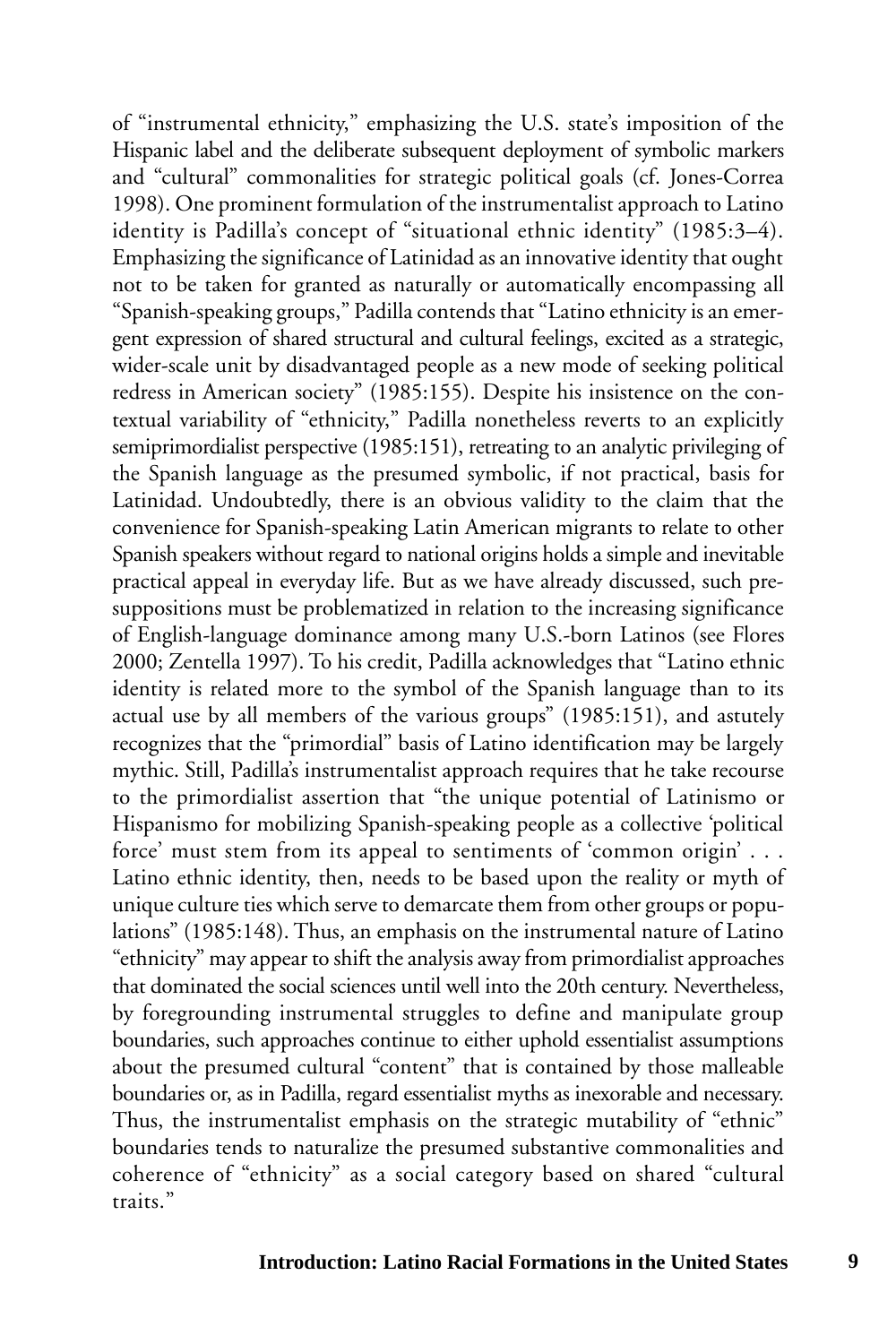of "instrumental ethnicity," emphasizing the U.S. state's imposition of the Hispanic label and the deliberate subsequent deployment of symbolic markers and "cultural" commonalities for strategic political goals (cf. Jones-Correa 1998). One prominent formulation of the instrumentalist approach to Latino identity is Padilla's concept of "situational ethnic identity" (1985:3–4). Emphasizing the significance of Latinidad as an innovative identity that ought not to be taken for granted as naturally or automatically encompassing all "Spanish-speaking groups," Padilla contends that "Latino ethnicity is an emergent expression of shared structural and cultural feelings, excited as a strategic, wider-scale unit by disadvantaged people as a new mode of seeking political redress in American society" (1985:155). Despite his insistence on the contextual variability of "ethnicity," Padilla nonetheless reverts to an explicitly semiprimordialist perspective (1985:151), retreating to an analytic privileging of the Spanish language as the presumed symbolic, if not practical, basis for Latinidad. Undoubtedly, there is an obvious validity to the claim that the convenience for Spanish-speaking Latin American migrants to relate to other Spanish speakers without regard to national origins holds a simple and inevitable practical appeal in everyday life. But as we have already discussed, such presuppositions must be problematized in relation to the increasing significance of English-language dominance among many U.S.-born Latinos (see Flores 2000; Zentella 1997). To his credit, Padilla acknowledges that "Latino ethnic identity is related more to the symbol of the Spanish language than to its actual use by all members of the various groups" (1985:151), and astutely recognizes that the "primordial" basis of Latino identification may be largely mythic. Still, Padilla's instrumentalist approach requires that he take recourse to the primordialist assertion that "the unique potential of Latinismo or Hispanismo for mobilizing Spanish-speaking people as a collective 'political force' must stem from its appeal to sentiments of 'common origin' . . . Latino ethnic identity, then, needs to be based upon the reality or myth of unique culture ties which serve to demarcate them from other groups or populations" (1985:148). Thus, an emphasis on the instrumental nature of Latino "ethnicity" may appear to shift the analysis away from primordialist approaches that dominated the social sciences until well into the 20th century. Nevertheless, by foregrounding instrumental struggles to define and manipulate group boundaries, such approaches continue to either uphold essentialist assumptions about the presumed cultural "content" that is contained by those malleable boundaries or, as in Padilla, regard essentialist myths as inexorable and necessary. Thus, the instrumentalist emphasis on the strategic mutability of "ethnic" boundaries tends to naturalize the presumed substantive commonalities and coherence of "ethnicity" as a social category based on shared "cultural traits."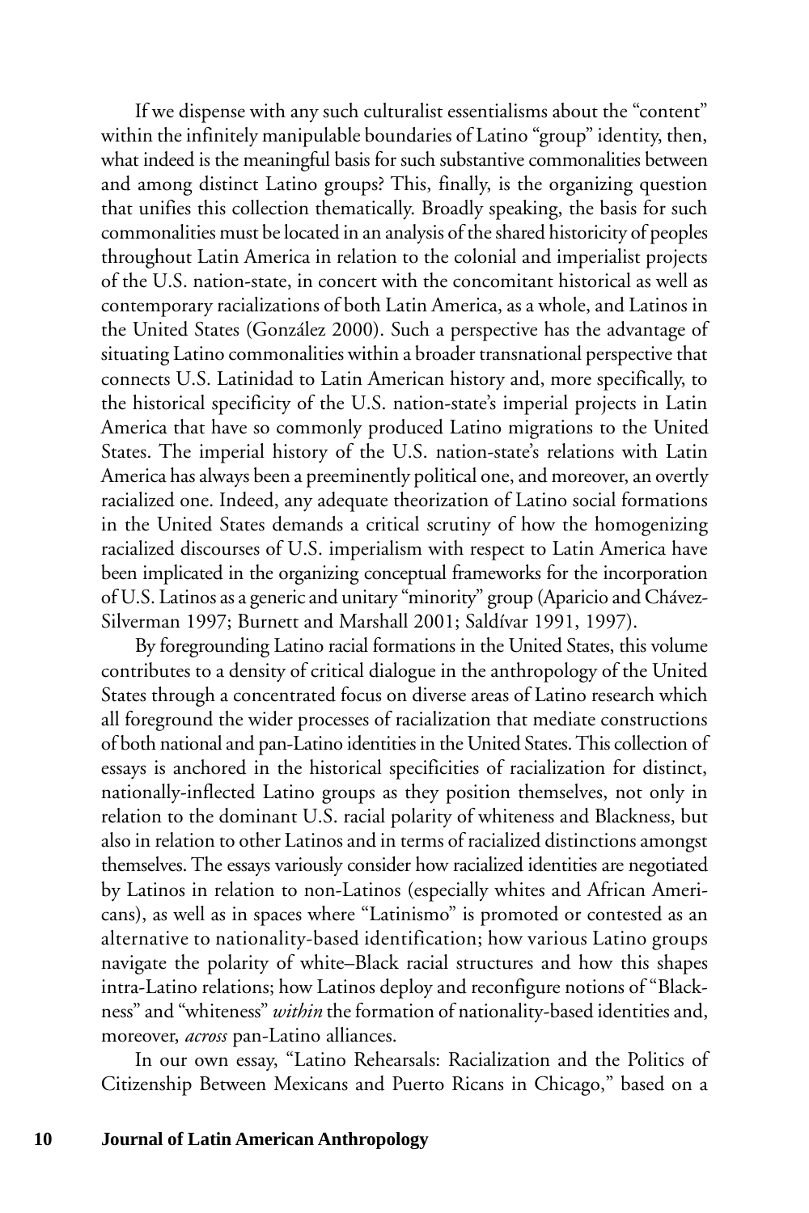If we dispense with any such culturalist essentialisms about the "content" within the infinitely manipulable boundaries of Latino "group" identity, then, what indeed is the meaningful basis for such substantive commonalities between and among distinct Latino groups? This, finally, is the organizing question that unifies this collection thematically. Broadly speaking, the basis for such commonalities must be located in an analysis of the shared historicity of peoples throughout Latin America in relation to the colonial and imperialist projects of the U.S. nation-state, in concert with the concomitant historical as well as contemporary racializations of both Latin America, as a whole, and Latinos in the United States (González 2000). Such a perspective has the advantage of situating Latino commonalities within a broader transnational perspective that connects U.S. Latinidad to Latin American history and, more specifically, to the historical specificity of the U.S. nation-state's imperial projects in Latin America that have so commonly produced Latino migrations to the United States. The imperial history of the U.S. nation-state's relations with Latin America has always been a preeminently political one, and moreover, an overtly racialized one. Indeed, any adequate theorization of Latino social formations in the United States demands a critical scrutiny of how the homogenizing racialized discourses of U.S. imperialism with respect to Latin America have been implicated in the organizing conceptual frameworks for the incorporation of U.S. Latinos as a generic and unitary "minority" group (Aparicio and Chávez-Silverman 1997; Burnett and Marshall 2001; Saldívar 1991, 1997).

By foregrounding Latino racial formations in the United States, this volume contributes to a density of critical dialogue in the anthropology of the United States through a concentrated focus on diverse areas of Latino research which all foreground the wider processes of racialization that mediate constructions of both national and pan-Latino identities in the United States. This collection of essays is anchored in the historical specificities of racialization for distinct, nationally-inflected Latino groups as they position themselves, not only in relation to the dominant U.S. racial polarity of whiteness and Blackness, but also in relation to other Latinos and in terms of racialized distinctions amongst themselves. The essays variously consider how racialized identities are negotiated by Latinos in relation to non-Latinos (especially whites and African Americans), as well as in spaces where "Latinismo" is promoted or contested as an alternative to nationality-based identification; how various Latino groups navigate the polarity of white–Black racial structures and how this shapes intra-Latino relations; how Latinos deploy and reconfigure notions of "Blackness" and "whiteness" *within* the formation of nationality-based identities and, moreover, *across* pan-Latino alliances.

In our own essay, "Latino Rehearsals: Racialization and the Politics of Citizenship Between Mexicans and Puerto Ricans in Chicago," based on a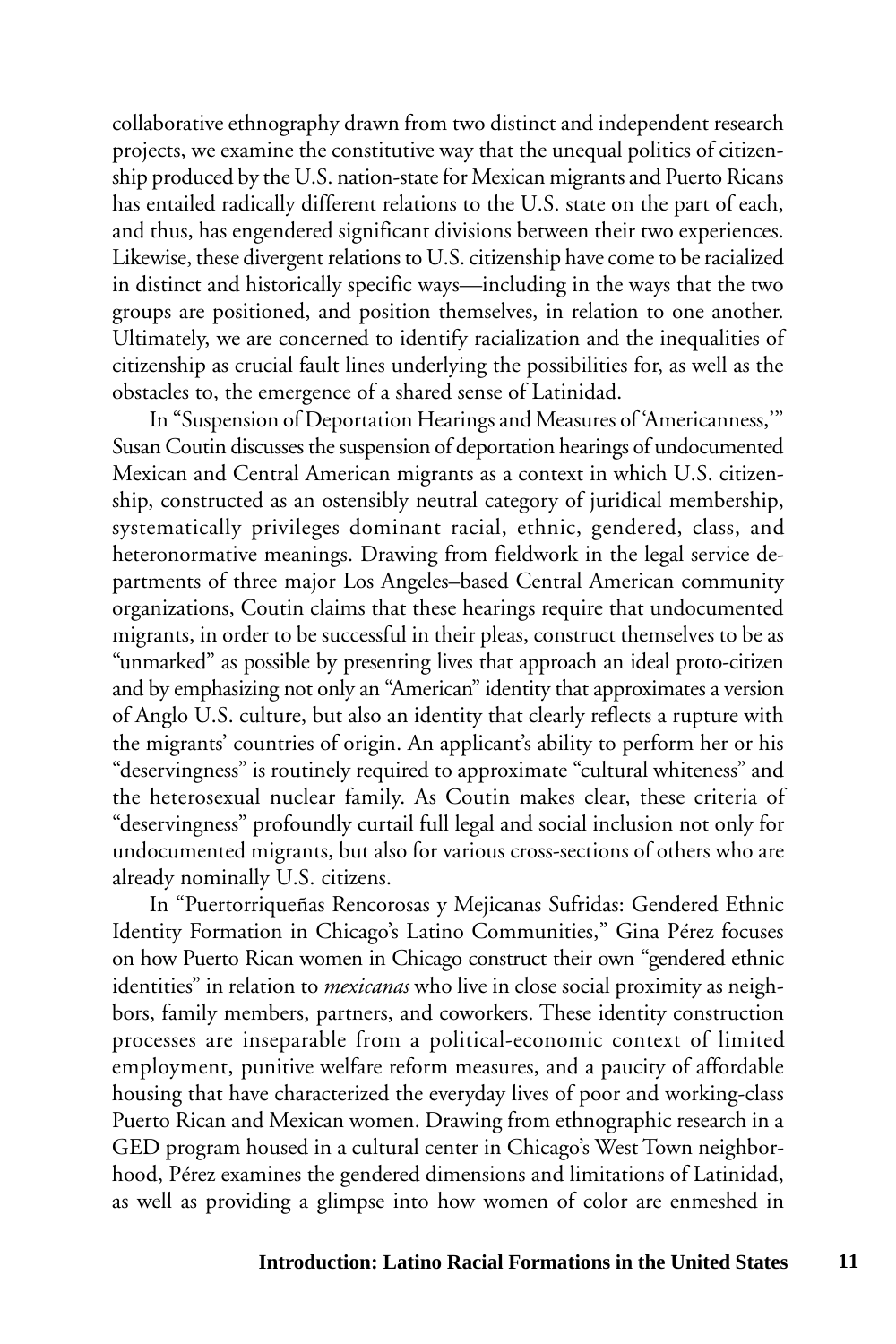collaborative ethnography drawn from two distinct and independent research projects, we examine the constitutive way that the unequal politics of citizenship produced by the U.S. nation-state for Mexican migrants and Puerto Ricans has entailed radically different relations to the U.S. state on the part of each, and thus, has engendered significant divisions between their two experiences. Likewise, these divergent relations to U.S. citizenship have come to be racialized in distinct and historically specific ways—including in the ways that the two groups are positioned, and position themselves, in relation to one another. Ultimately, we are concerned to identify racialization and the inequalities of citizenship as crucial fault lines underlying the possibilities for, as well as the obstacles to, the emergence of a shared sense of Latinidad.

In "Suspension of Deportation Hearings and Measures of 'Americanness,'" Susan Coutin discusses the suspension of deportation hearings of undocumented Mexican and Central American migrants as a context in which U.S. citizenship, constructed as an ostensibly neutral category of juridical membership, systematically privileges dominant racial, ethnic, gendered, class, and heteronormative meanings. Drawing from fieldwork in the legal service departments of three major Los Angeles–based Central American community organizations, Coutin claims that these hearings require that undocumented migrants, in order to be successful in their pleas, construct themselves to be as "unmarked" as possible by presenting lives that approach an ideal proto-citizen and by emphasizing not only an "American" identity that approximates a version of Anglo U.S. culture, but also an identity that clearly reflects a rupture with the migrants' countries of origin. An applicant's ability to perform her or his "deservingness" is routinely required to approximate "cultural whiteness" and the heterosexual nuclear family. As Coutin makes clear, these criteria of "deservingness" profoundly curtail full legal and social inclusion not only for undocumented migrants, but also for various cross-sections of others who are already nominally U.S. citizens.

In "Puertorriqueñas Rencorosas y Mejicanas Sufridas: Gendered Ethnic Identity Formation in Chicago's Latino Communities," Gina Pérez focuses on how Puerto Rican women in Chicago construct their own "gendered ethnic identities" in relation to *mexicanas* who live in close social proximity as neighbors, family members, partners, and coworkers. These identity construction processes are inseparable from a political-economic context of limited employment, punitive welfare reform measures, and a paucity of affordable housing that have characterized the everyday lives of poor and working-class Puerto Rican and Mexican women. Drawing from ethnographic research in a GED program housed in a cultural center in Chicago's West Town neighborhood, Pérez examines the gendered dimensions and limitations of Latinidad, as well as providing a glimpse into how women of color are enmeshed in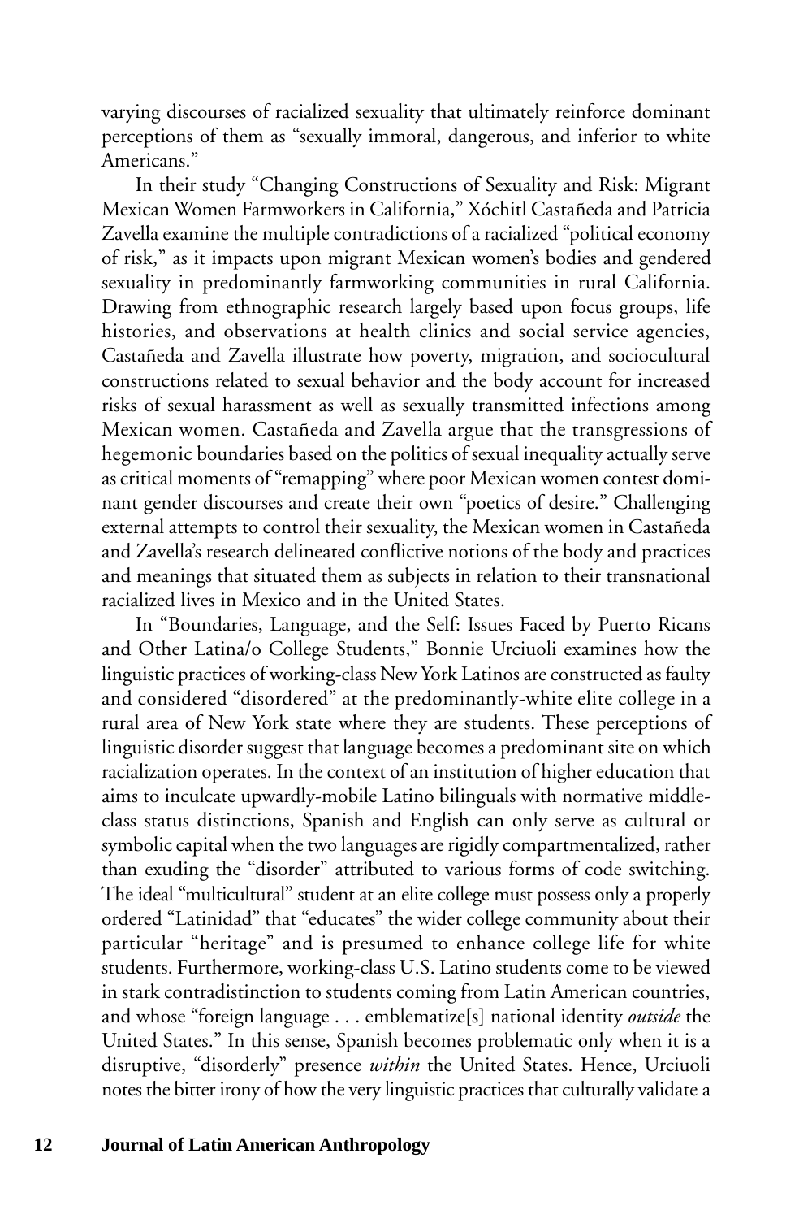varying discourses of racialized sexuality that ultimately reinforce dominant perceptions of them as "sexually immoral, dangerous, and inferior to white Americans."

In their study "Changing Constructions of Sexuality and Risk: Migrant Mexican Women Farmworkers in California," Xóchitl Castañeda and Patricia Zavella examine the multiple contradictions of a racialized "political economy of risk," as it impacts upon migrant Mexican women's bodies and gendered sexuality in predominantly farmworking communities in rural California. Drawing from ethnographic research largely based upon focus groups, life histories, and observations at health clinics and social service agencies, Castañeda and Zavella illustrate how poverty, migration, and sociocultural constructions related to sexual behavior and the body account for increased risks of sexual harassment as well as sexually transmitted infections among Mexican women. Castañeda and Zavella argue that the transgressions of hegemonic boundaries based on the politics of sexual inequality actually serve as critical moments of "remapping" where poor Mexican women contest dominant gender discourses and create their own "poetics of desire." Challenging external attempts to control their sexuality, the Mexican women in Castañeda and Zavella's research delineated conflictive notions of the body and practices and meanings that situated them as subjects in relation to their transnational racialized lives in Mexico and in the United States.

In "Boundaries, Language, and the Self: Issues Faced by Puerto Ricans and Other Latina/o College Students," Bonnie Urciuoli examines how the linguistic practices of working-class New York Latinos are constructed as faulty and considered "disordered" at the predominantly-white elite college in a rural area of New York state where they are students. These perceptions of linguistic disorder suggest that language becomes a predominant site on which racialization operates. In the context of an institution of higher education that aims to inculcate upwardly-mobile Latino bilinguals with normative middle-class status distinctions, Spanish and English can only serve as cultural or symbolic capital when the two languages are rigidly compartmentalized, rather than exuding the "disorder" attributed to various forms of code switching. The ideal "multicultural" student at an elite college must possess only a properly ordered "Latinidad" that "educates" the wider college community about their particular "heritage" and is presumed to enhance college life for white students. Furthermore, working-class U.S. Latino students come to be viewed in stark contradistinction to students coming from Latin American countries, and whose "foreign language . . . emblematize[s] national identity *outside* the United States." In this sense, Spanish becomes problematic only when it is a disruptive, "disorderly" presence *within* the United States. Hence, Urciuoli notes the bitter irony of how the very linguistic practices that culturally validate a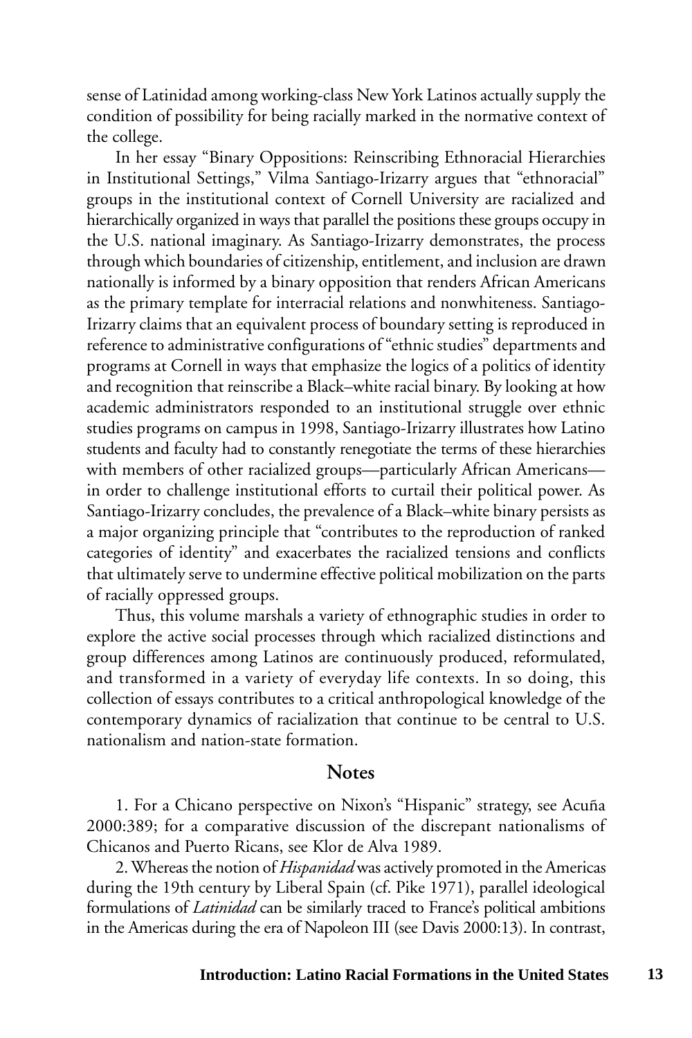sense of Latinidad among working-class New York Latinos actually supply the condition of possibility for being racially marked in the normative context of the college.

In her essay "Binary Oppositions: Reinscribing Ethnoracial Hierarchies in Institutional Settings," Vilma Santiago-Irizarry argues that "ethnoracial" groups in the institutional context of Cornell University are racialized and hierarchically organized in ways that parallel the positions these groups occupy in the U.S. national imaginary. As Santiago-Irizarry demonstrates, the process through which boundaries of citizenship, entitlement, and inclusion are drawn nationally is informed by a binary opposition that renders African Americans as the primary template for interracial relations and nonwhiteness. Santiago-Irizarry claims that an equivalent process of boundary setting is reproduced in reference to administrative configurations of "ethnic studies" departments and programs at Cornell in ways that emphasize the logics of a politics of identity and recognition that reinscribe a Black–white racial binary. By looking at how academic administrators responded to an institutional struggle over ethnic studies programs on campus in 1998, Santiago-Irizarry illustrates how Latino students and faculty had to constantly renegotiate the terms of these hierarchies with members of other racialized groups—particularly African Americans—in order to challenge institutional efforts to curtail their political power. As Santiago-Irizarry concludes, the prevalence of a Black–white binary persists as a major organizing principle that "contributes to the reproduction of ranked categories of identity" and exacerbates the racialized tensions and conflicts that ultimately serve to undermine effective political mobilization on the parts of racially oppressed groups.

Thus, this volume marshals a variety of ethnographic studies in order to explore the active social processes through which racialized distinctions and group differences among Latinos are continuously produced, reformulated, and transformed in a variety of everyday life contexts. In so doing, this collection of essays contributes to a critical anthropological knowledge of the contemporary dynamics of racialization that continue to be central to U.S. nationalism and nation-state formation.

## Notes

1. For a Chicano perspective on Nixon's "Hispanic" strategy, see Acuña 2000:389; for a comparative discussion of the discrepant nationalisms of Chicanos and Puerto Ricans, see Klor de Alva 1989.

2. Whereas the notion of *Hispanidad* was actively promoted in the Americas during the 19th century by Liberal Spain (cf. Pike 1971), parallel ideological formulations of *Latinidad* can be similarly traced to France's political ambitions in the Americas during the era of Napoleon III (see Davis 2000:13). In contrast,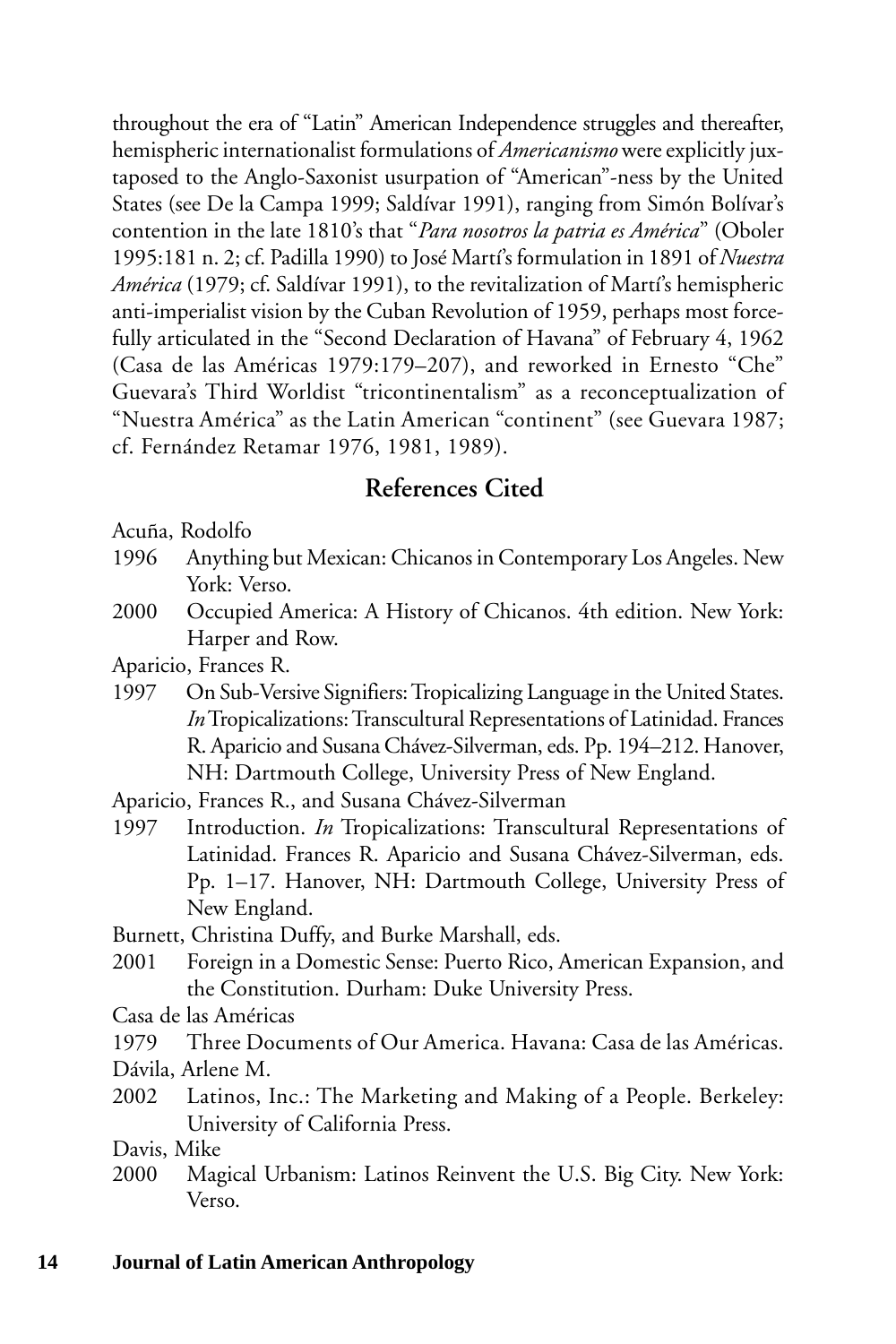throughout the era of "Latin" American Independence struggles and thereafter, hemispheric internationalist formulations of *Americanismo* were explicitly juxtaposed to the Anglo-Saxonist usurpation of "American"-ness by the United States (see De la Campa 1999; Saldívar 1991), ranging from Simón Bolívar's contention in the late 1810's that "*Para nosotros la patria es América*" (Oboler 1995:181 n. 2; cf. Padilla 1990) to José Martí's formulation in 1891 of *Nuestra América* (1979; cf. Saldívar 1991), to the revitalization of Martí's hemispheric anti-imperialist vision by the Cuban Revolution of 1959, perhaps most forcefully articulated in the "Second Declaration of Havana" of February 4, 1962 (Casa de las Américas 1979:179–207), and reworked in Ernesto "Che" Guevara's Third Worldist "tricontinentalism" as a reconceptualization of "Nuestra América" as the Latin American "continent" (see Guevara 1987; cf. Fernández Retamar 1976, 1981, 1989).

## References Cited

Acuña, Rodolfo

1996 Anything but Mexican: Chicanos in Contemporary Los Angeles. New York: Verso.

2000 Occupied America: A History of Chicanos. 4th edition. New York: Harper and Row.

Aparicio, Frances R.

1997 On Sub-Versive Signifiers: Tropicalizing Language in the United States. *In* Tropicalizations: Transcultural Representations of Latinidad. Frances R. Aparicio and Susana Chávez-Silverman, eds. Pp. 194–212. Hanover, NH: Dartmouth College, University Press of New England.

Aparicio, Frances R., and Susana Chávez-Silverman

1997 Introduction. *In* Tropicalizations: Transcultural Representations of Latinidad. Frances R. Aparicio and Susana Chávez-Silverman, eds. Pp. 1–17. Hanover, NH: Dartmouth College, University Press of New England.

Burnett, Christina Duffy, and Burke Marshall, eds.

2001 Foreign in a Domestic Sense: Puerto Rico, American Expansion, and the Constitution. Durham: Duke University Press.

Casa de las Américas

1979 Three Documents of Our America. Havana: Casa de las Américas.

Dávila, Arlene M.

2002 Latinos, Inc.: The Marketing and Making of a People. Berkeley: University of California Press.

Davis, Mike

2000 Magical Urbanism: Latinos Reinvent the U.S. Big City. New York: Verso.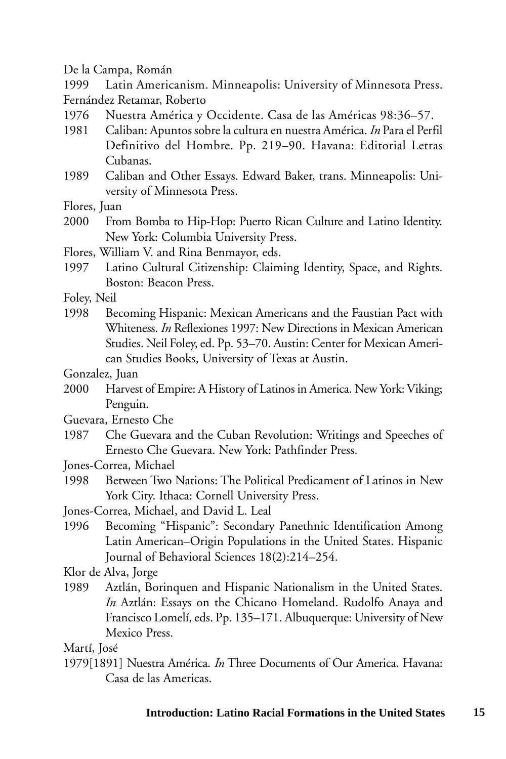De la Campa, Román

1999 Latin Americanism. Minneapolis: University of Minnesota Press.

Fernández Retamar, Roberto

1976 Nuestra América y Occidente. Casa de las Américas 98:36–57.

1981 Caliban: Apuntos sobre la cultura en nuestra América. *In* Para el Perfil Definitivo del Hombre. Pp. 219–90. Havana: Editorial Letras Cubanas.

1989 Caliban and Other Essays. Edward Baker, trans. Minneapolis: University of Minnesota Press.

Flores, Juan

2000 From Bomba to Hip-Hop: Puerto Rican Culture and Latino Identity. New York: Columbia University Press.

Flores, William V. and Rina Benmayor, eds.

1997 Latino Cultural Citizenship: Claiming Identity, Space, and Rights. Boston: Beacon Press.

Foley, Neil

1998 Becoming Hispanic: Mexican Americans and the Faustian Pact with Whiteness. *In* Reflexiones 1997: New Directions in Mexican American Studies. Neil Foley, ed. Pp. 53–70. Austin: Center for Mexican American Studies Books, University of Texas at Austin.

Gonzalez, Juan

2000 Harvest of Empire: A History of Latinos in America. New York: Viking; Penguin.

Guevara, Ernesto Che

1987 Che Guevara and the Cuban Revolution: Writings and Speeches of Ernesto Che Guevara. New York: Pathfinder Press.

Jones-Correa, Michael

1998 Between Two Nations: The Political Predicament of Latinos in New York City. Ithaca: Cornell University Press.

Jones-Correa, Michael, and David L. Leal

1996 Becoming "Hispanic": Secondary Panethnic Identification Among Latin American–Origin Populations in the United States. Hispanic Journal of Behavioral Sciences 18(2):214–254.

Klor de Alva, Jorge

1989 Aztlán, Borinquen and Hispanic Nationalism in the United States. *In* Aztlán: Essays on the Chicano Homeland. Rudolfo Anaya and Francisco Lomelí, eds. Pp. 135–171. Albuquerque: University of New Mexico Press.

Martí, José

1979[1891] Nuestra América. *In* Three Documents of Our America. Havana: Casa de las Americas.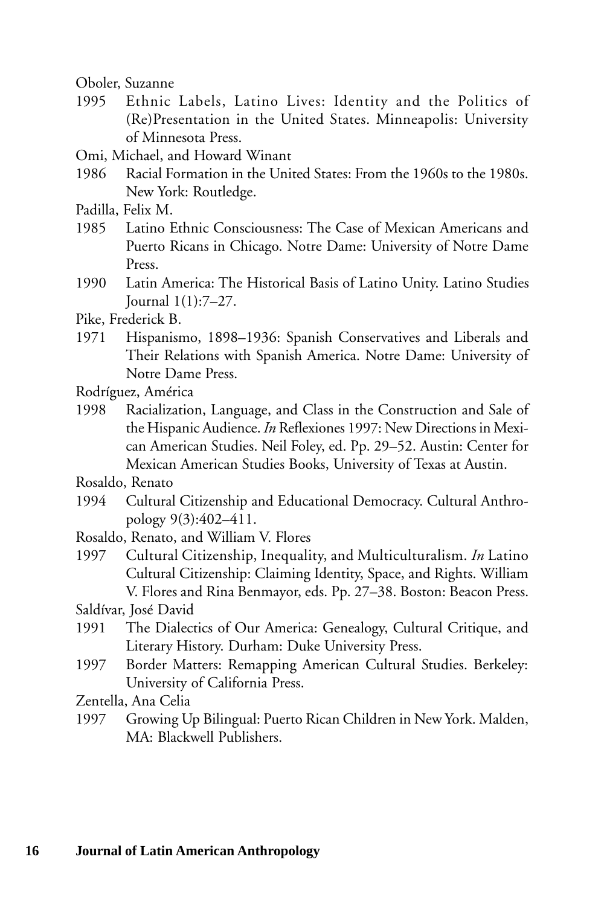Oboler, Suzanne

1995 Ethnic Labels, Latino Lives: Identity and the Politics of (Re)Presentation in the United States. Minneapolis: University of Minnesota Press.

Omi, Michael, and Howard Winant

1986 Racial Formation in the United States: From the 1960s to the 1980s. New York: Routledge.

Padilla, Felix M.

1985 Latino Ethnic Consciousness: The Case of Mexican Americans and Puerto Ricans in Chicago. Notre Dame: University of Notre Dame Press.

1990 Latin America: The Historical Basis of Latino Unity. Latino Studies Journal 1(1):7–27.

Pike, Frederick B.

1971 Hispanismo, 1898–1936: Spanish Conservatives and Liberals and Their Relations with Spanish America. Notre Dame: University of Notre Dame Press.

Rodríguez, América

1998 Racialization, Language, and Class in the Construction and Sale of the Hispanic Audience. *In* Reflexiones 1997: New Directions in Mexican American Studies. Neil Foley, ed. Pp. 29–52. Austin: Center for Mexican American Studies Books, University of Texas at Austin.

Rosaldo, Renato

1994 Cultural Citizenship and Educational Democracy. Cultural Anthropology 9(3):402–411.

Rosaldo, Renato, and William V. Flores

1997 Cultural Citizenship, Inequality, and Multiculturalism. *In* Latino Cultural Citizenship: Claiming Identity, Space, and Rights. William V. Flores and Rina Benmayor, eds. Pp. 27–38. Boston: Beacon Press.

Saldívar, José David

1991 The Dialectics of Our America: Genealogy, Cultural Critique, and Literary History. Durham: Duke University Press.

1997 Border Matters: Remapping American Cultural Studies. Berkeley: University of California Press.

Zentella, Ana Celia

1997 Growing Up Bilingual: Puerto Rican Children in New York. Malden, MA: Blackwell Publishers.